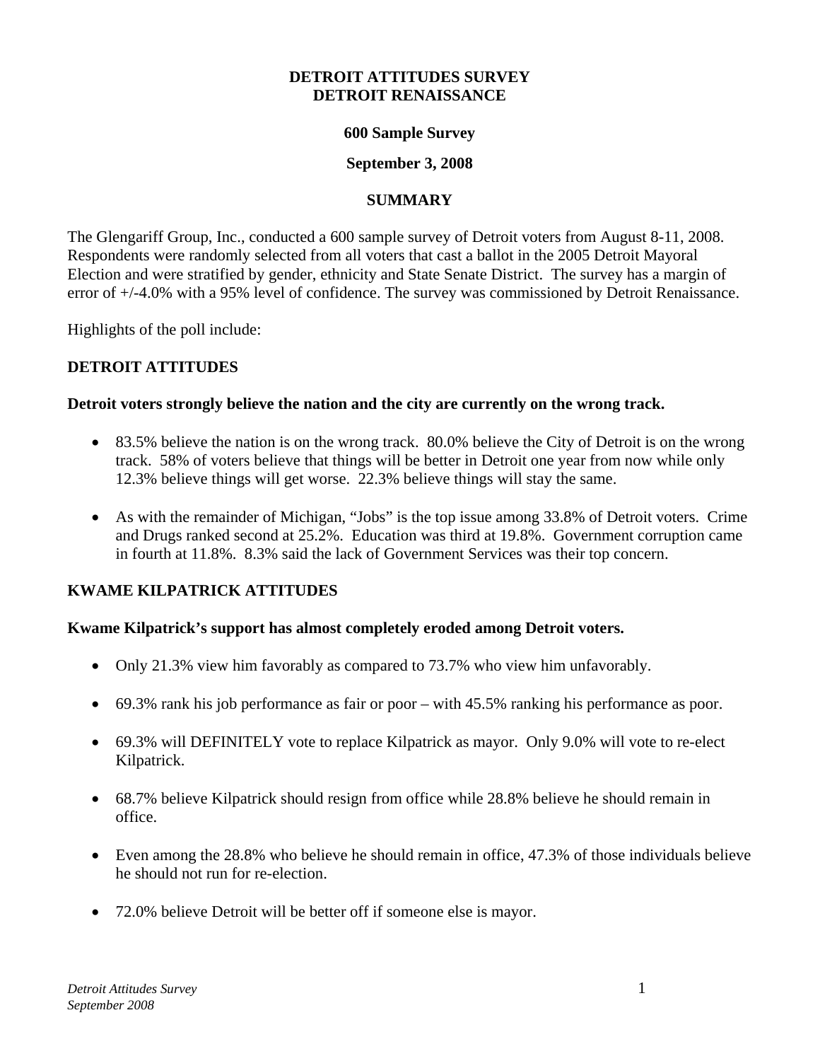# DETROIT ATTITUDES SURVEY
# DETROIT RENAISSANCE

**600 Sample Survey**

**September 3, 2008**

## SUMMARY

The Glengariff Group, Inc., conducted a 600 sample survey of Detroit voters from August 8-11, 2008. Respondents were randomly selected from all voters that cast a ballot in the 2005 Detroit Mayoral Election and were stratified by gender, ethnicity and State Senate District. The survey has a margin of error of +/-4.0% with a 95% level of confidence. The survey was commissioned by Detroit Renaissance.

Highlights of the poll include:

## DETROIT ATTITUDES

**Detroit voters strongly believe the nation and the city are currently on the wrong track.**

- 83.5% believe the nation is on the wrong track. 80.0% believe the City of Detroit is on the wrong track. 58% of voters believe that things will be better in Detroit one year from now while only 12.3% believe things will get worse. 22.3% believe things will stay the same.
- As with the remainder of Michigan, "Jobs" is the top issue among 33.8% of Detroit voters. Crime and Drugs ranked second at 25.2%. Education was third at 19.8%. Government corruption came in fourth at 11.8%. 8.3% said the lack of Government Services was their top concern.

## KWAME KILPATRICK ATTITUDES

**Kwame Kilpatrick's support has almost completely eroded among Detroit voters.**

- Only 21.3% view him favorably as compared to 73.7% who view him unfavorably.
- 69.3% rank his job performance as fair or poor – with 45.5% ranking his performance as poor.
- 69.3% will DEFINITELY vote to replace Kilpatrick as mayor. Only 9.0% will vote to re-elect Kilpatrick.
- 68.7% believe Kilpatrick should resign from office while 28.8% believe he should remain in office.
- Even among the 28.8% who believe he should remain in office, 47.3% of those individuals believe he should not run for re-election.
- 72.0% believe Detroit will be better off if someone else is mayor.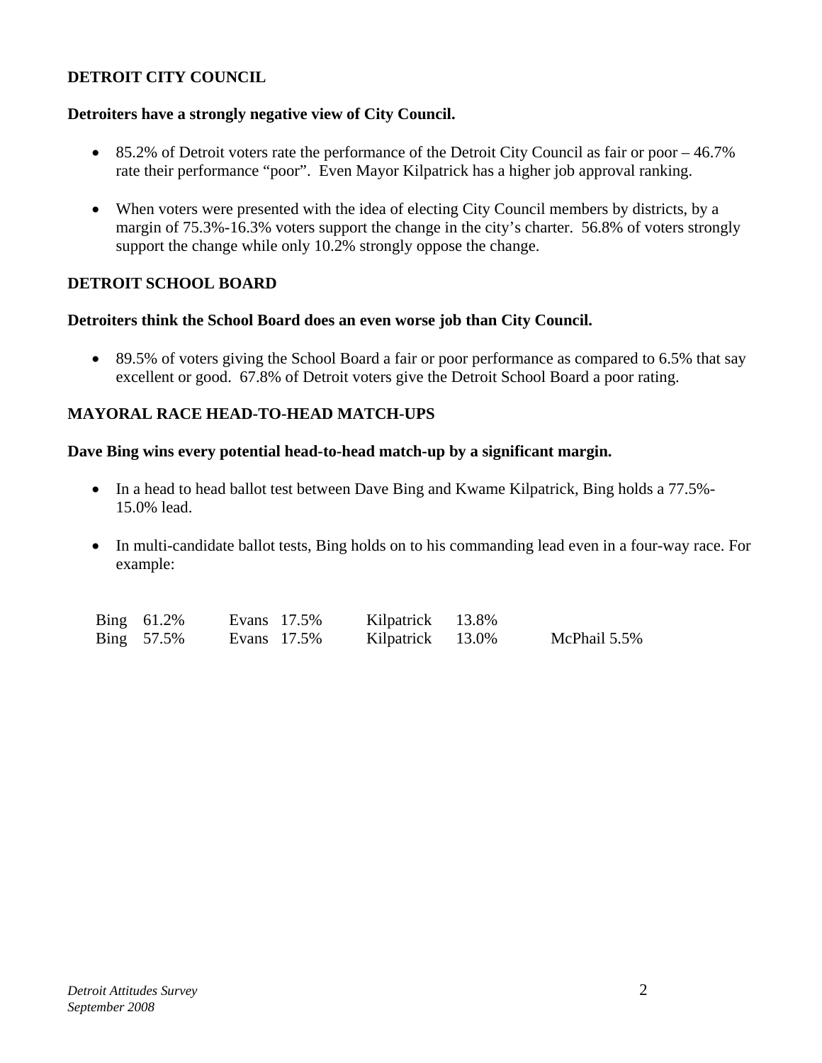## DETROIT CITY COUNCIL

**Detroiters have a strongly negative view of City Council.**

- 85.2% of Detroit voters rate the performance of the Detroit City Council as fair or poor – 46.7% rate their performance "poor". Even Mayor Kilpatrick has a higher job approval ranking.
- When voters were presented with the idea of electing City Council members by districts, by a margin of 75.3%-16.3% voters support the change in the city's charter. 56.8% of voters strongly support the change while only 10.2% strongly oppose the change.

## DETROIT SCHOOL BOARD

**Detroiters think the School Board does an even worse job than City Council.**

- 89.5% of voters giving the School Board a fair or poor performance as compared to 6.5% that say excellent or good. 67.8% of Detroit voters give the Detroit School Board a poor rating.

## MAYORAL RACE HEAD-TO-HEAD MATCH-UPS

**Dave Bing wins every potential head-to-head match-up by a significant margin.**

- In a head to head ballot test between Dave Bing and Kwame Kilpatrick, Bing holds a 77.5%-15.0% lead.
- In multi-candidate ballot tests, Bing holds on to his commanding lead even in a four-way race. For example:

| | | | |
|---|---|---|---|
| Bing 61.2% | Evans 17.5% | Kilpatrick 13.8% | |
| Bing 57.5% | Evans 17.5% | Kilpatrick 13.0% | McPhail 5.5% |